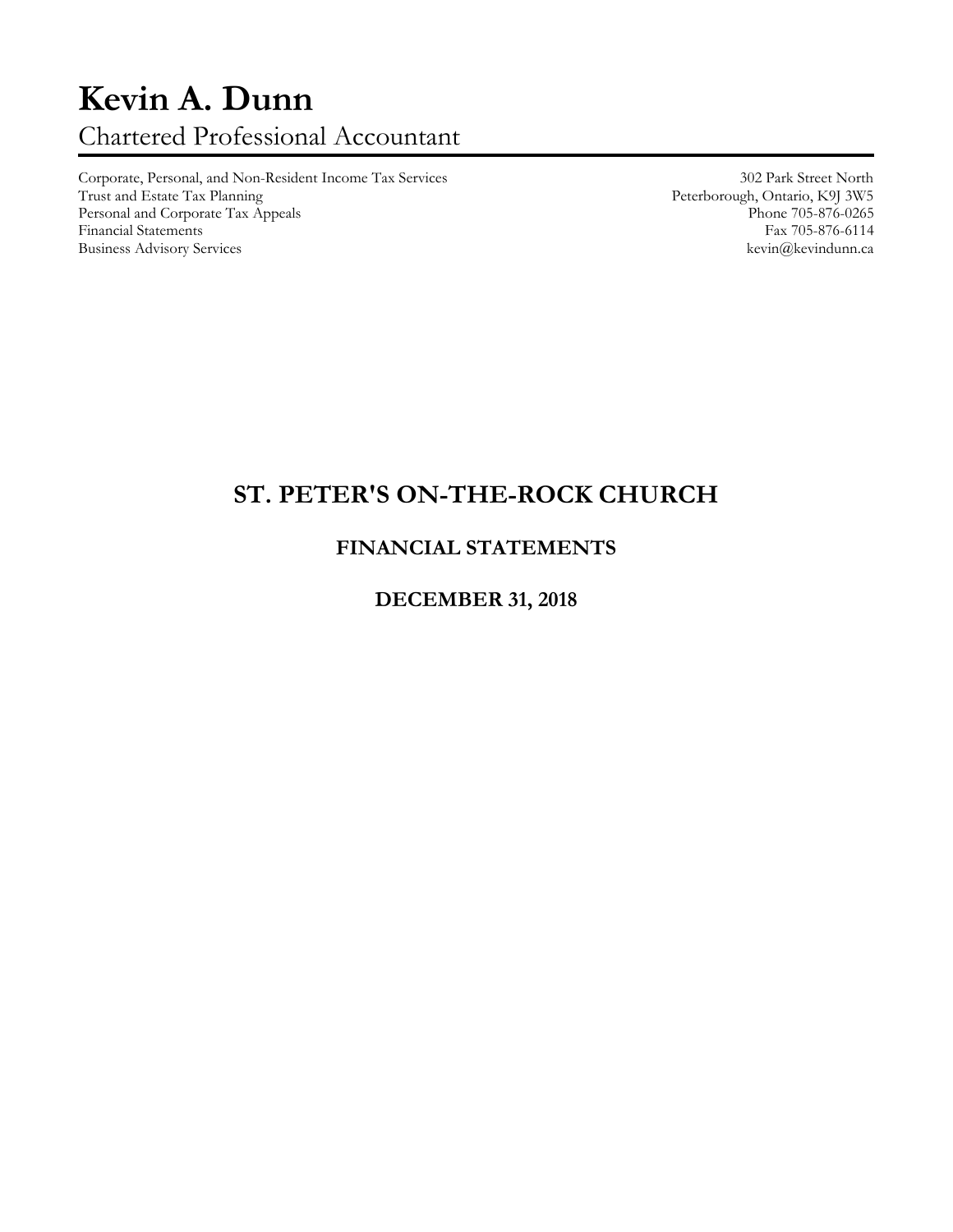# Kevin A. Dunn

Chartered Professional Accountant

Corporate, Personal, and Non-Resident Income Tax Services
Trust and Estate Tax Planning
Personal and Corporate Tax Appeals
Financial Statements
Business Advisory Services

302 Park Street North
Peterborough, Ontario, K9J 3W5
Phone 705-876-0265
Fax 705-876-6114
kevin@kevindunn.ca

# ST. PETER'S ON-THE-ROCK CHURCH

## FINANCIAL STATEMENTS

## DECEMBER 31, 2018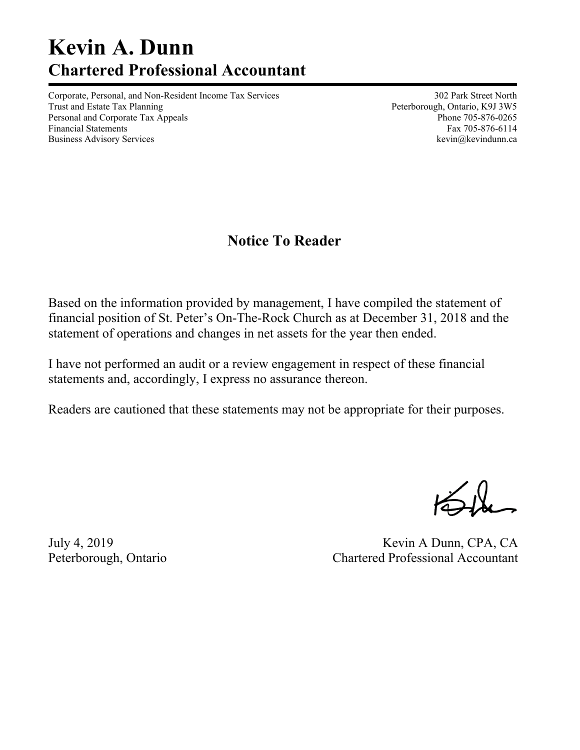# Kevin A. Dunn
## Chartered Professional Accountant

Corporate, Personal, and Non-Resident Income Tax Services
Trust and Estate Tax Planning
Personal and Corporate Tax Appeals
Financial Statements
Business Advisory Services

302 Park Street North
Peterborough, Ontario, K9J 3W5
Phone 705-876-0265
Fax 705-876-6114
kevin@kevindunn.ca

## Notice To Reader

Based on the information provided by management, I have compiled the statement of financial position of St. Peter's On-The-Rock Church as at December 31, 2018 and the statement of operations and changes in net assets for the year then ended.

I have not performed an audit or a review engagement in respect of these financial statements and, accordingly, I express no assurance thereon.

Readers are cautioned that these statements may not be appropriate for their purposes.

July 4, 2019
Peterborough, Ontario

Kevin A Dunn, CPA, CA
Chartered Professional Accountant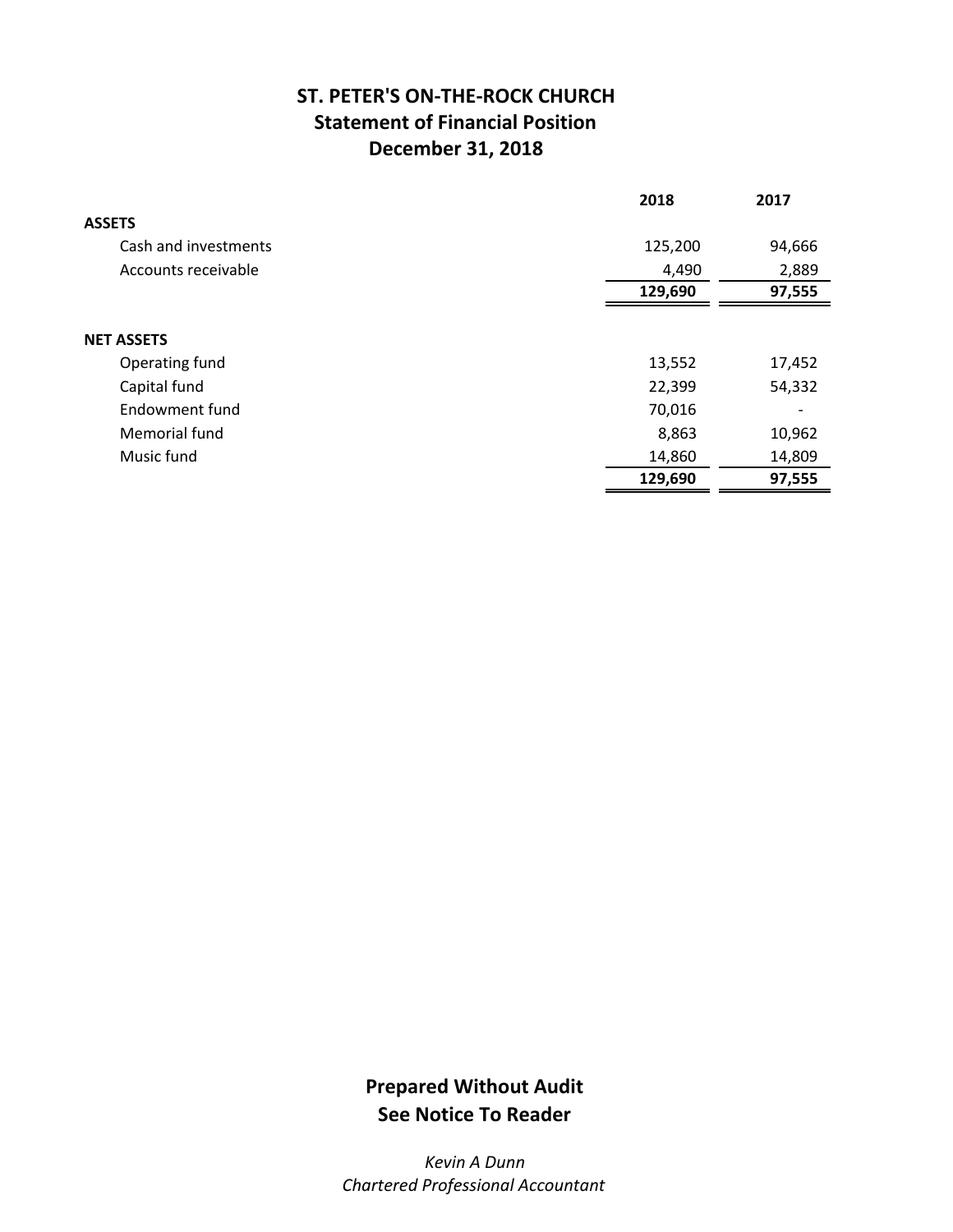# ST. PETER'S ON-THE-ROCK CHURCH
## Statement of Financial Position
## December 31, 2018

| | 2018 | 2017 |
|---|---|---|
| **ASSETS** | | |
| Cash and investments | 125,200 | 94,666 |
| Accounts receivable | 4,490 | 2,889 |
| | **129,690** | **97,555** |
| **NET ASSETS** | | |
| Operating fund | 13,552 | 17,452 |
| Capital fund | 22,399 | 54,332 |
| Endowment fund | 70,016 | - |
| Memorial fund | 8,863 | 10,962 |
| Music fund | 14,860 | 14,809 |
| | **129,690** | **97,555** |

**Prepared Without Audit**
**See Notice To Reader**

*Kevin A Dunn*
*Chartered Professional Accountant*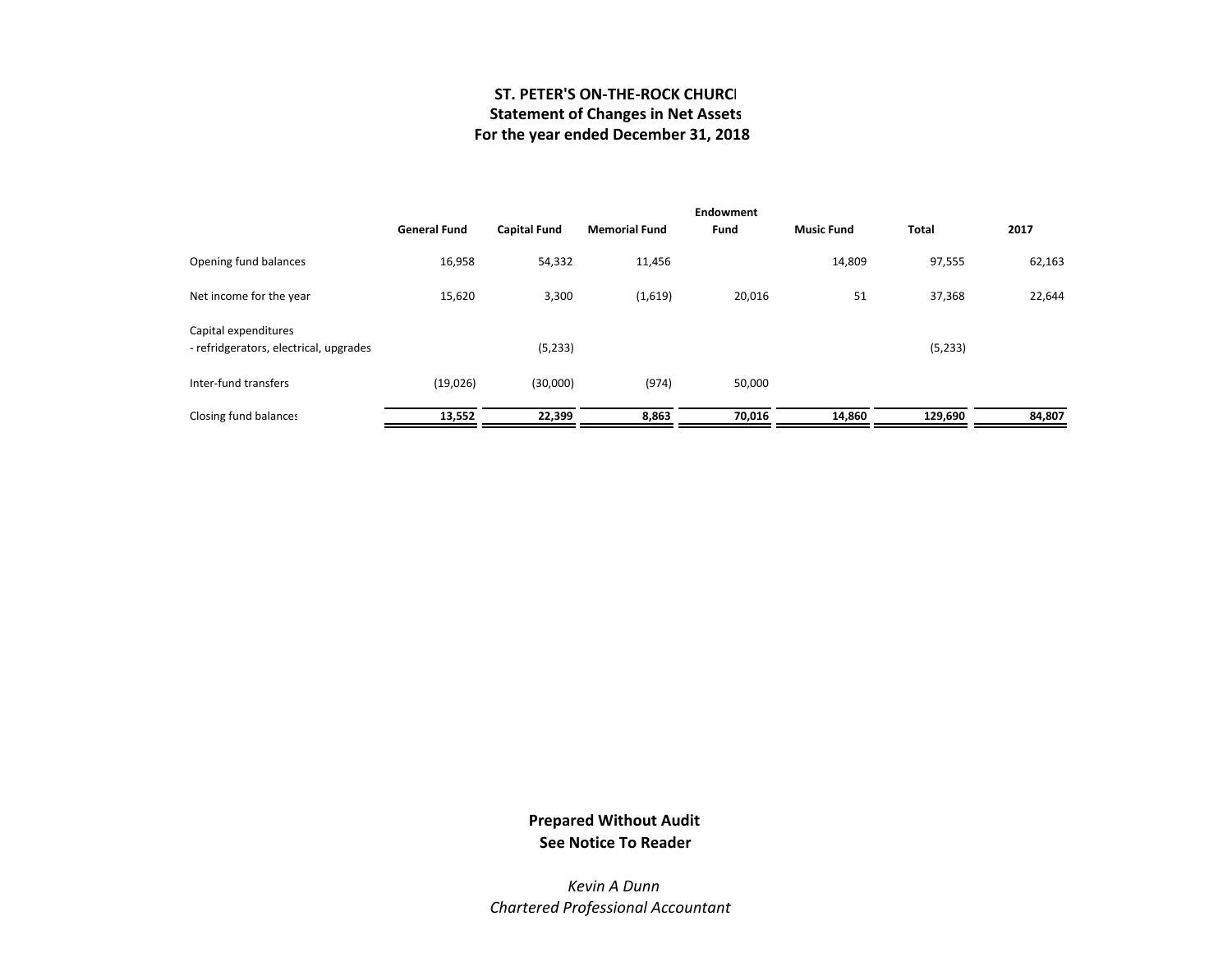**ST. PETER'S ON-THE-ROCK CHURCH**
**Statement of Changes in Net Assets**
**For the year ended December 31, 2018**

| | General Fund | Capital Fund | Memorial Fund | Endowment Fund | Music Fund | Total | 2017 |
|---|---|---|---|---|---|---|---|
| Opening fund balances | 16,958 | 54,332 | 11,456 | | 14,809 | 97,555 | 62,163 |
| Net income for the year | 15,620 | 3,300 | (1,619) | 20,016 | 51 | 37,368 | 22,644 |
| Capital expenditures - refridgerators, electrical, upgrades | | (5,233) | | | | (5,233) | |
| Inter-fund transfers | (19,026) | (30,000) | (974) | 50,000 | | | |
| Closing fund balances | 13,552 | 22,399 | 8,863 | 70,016 | 14,860 | 129,690 | 84,807 |

**Prepared Without Audit**
**See Notice To Reader**

*Kevin A Dunn*
*Chartered Professional Accountant*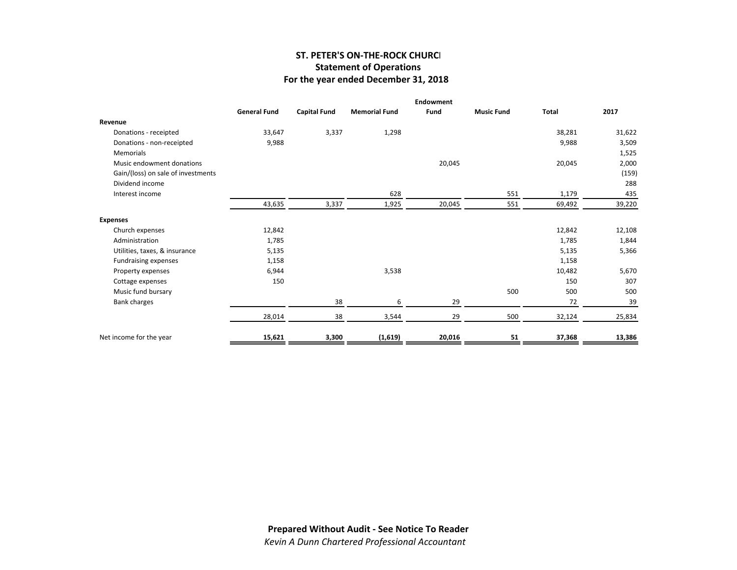**ST. PETER'S ON-THE-ROCK CHURCH**
**Statement of Operations**
**For the year ended December 31, 2018**

| | General Fund | Capital Fund | Memorial Fund | Endowment Fund | Music Fund | Total | 2017 |
|---|---|---|---|---|---|---|---|
| **Revenue** | | | | | | | |
| Donations - receipted | 33,647 | 3,337 | 1,298 | | | 38,281 | 31,622 |
| Donations - non-receipted | 9,988 | | | | | 9,988 | 3,509 |
| Memorials | | | | | | | 1,525 |
| Music endowment donations | | | | 20,045 | | 20,045 | 2,000 |
| Gain/(loss) on sale of investments | | | | | | | (159) |
| Dividend income | | | | | | | 288 |
| Interest income | | | 628 | | 551 | 1,179 | 435 |
| | 43,635 | 3,337 | 1,925 | 20,045 | 551 | 69,492 | 39,220 |
| **Expenses** | | | | | | | |
| Church expenses | 12,842 | | | | | 12,842 | 12,108 |
| Administration | 1,785 | | | | | 1,785 | 1,844 |
| Utilities, taxes, & insurance | 5,135 | | | | | 5,135 | 5,366 |
| Fundraising expenses | 1,158 | | | | | 1,158 | |
| Property expenses | 6,944 | | 3,538 | | | 10,482 | 5,670 |
| Cottage expenses | 150 | | | | | 150 | 307 |
| Music fund bursary | | | | | 500 | 500 | 500 |
| Bank charges | | 38 | 6 | 29 | | 72 | 39 |
| | 28,014 | 38 | 3,544 | 29 | 500 | 32,124 | 25,834 |
| Net income for the year | **15,621** | **3,300** | **(1,619)** | **20,016** | **51** | **37,368** | **13,386** |

**Prepared Without Audit - See Notice To Reader**

*Kevin A Dunn Chartered Professional Accountant*